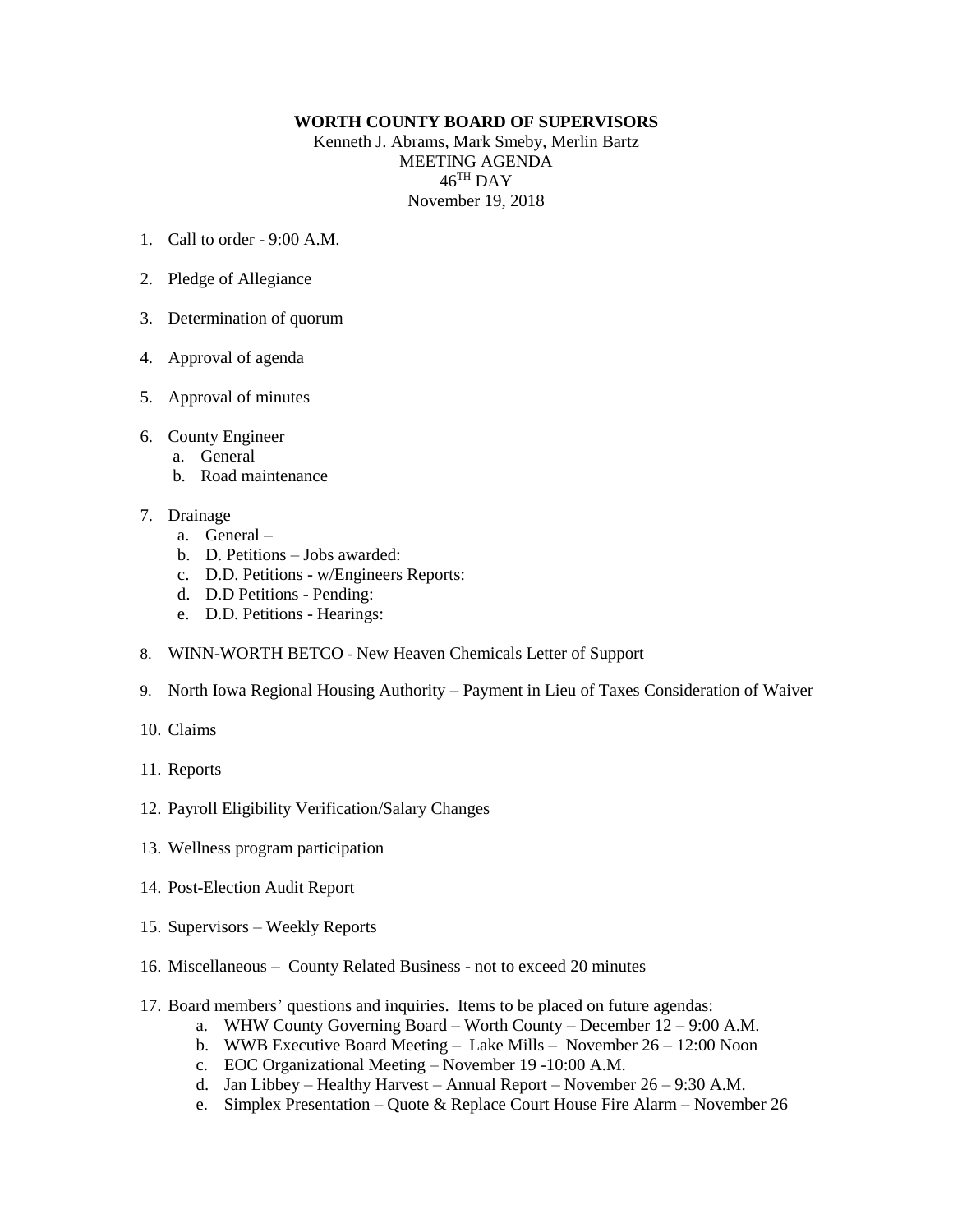**WORTH COUNTY BOARD OF SUPERVISORS**

Kenneth J. Abrams, Mark Smeby, Merlin Bartz
MEETING AGENDA
46[TH] DAY
November 19, 2018

1. Call to order - 9:00 A.M.
2. Pledge of Allegiance
3. Determination of quorum
4. Approval of agenda
5. Approval of minutes
6. County Engineer
   a. General
   b. Road maintenance
7. Drainage
   a. General –
   b. D. Petitions – Jobs awarded:
   c. D.D. Petitions - w/Engineers Reports:
   d. D.D Petitions - Pending:
   e. D.D. Petitions - Hearings:
8. WINN-WORTH BETCO - New Heaven Chemicals Letter of Support
9. North Iowa Regional Housing Authority – Payment in Lieu of Taxes Consideration of Waiver
10. Claims
11. Reports
12. Payroll Eligibility Verification/Salary Changes
13. Wellness program participation
14. Post-Election Audit Report
15. Supervisors – Weekly Reports
16. Miscellaneous – County Related Business - not to exceed 20 minutes
17. Board members' questions and inquiries. Items to be placed on future agendas:
    a. WHW County Governing Board – Worth County – December 12 – 9:00 A.M.
    b. WWB Executive Board Meeting – Lake Mills – November 26 – 12:00 Noon
    c. EOC Organizational Meeting – November 19 -10:00 A.M.
    d. Jan Libbey – Healthy Harvest – Annual Report – November 26 – 9:30 A.M.
    e. Simplex Presentation – Quote & Replace Court House Fire Alarm – November 26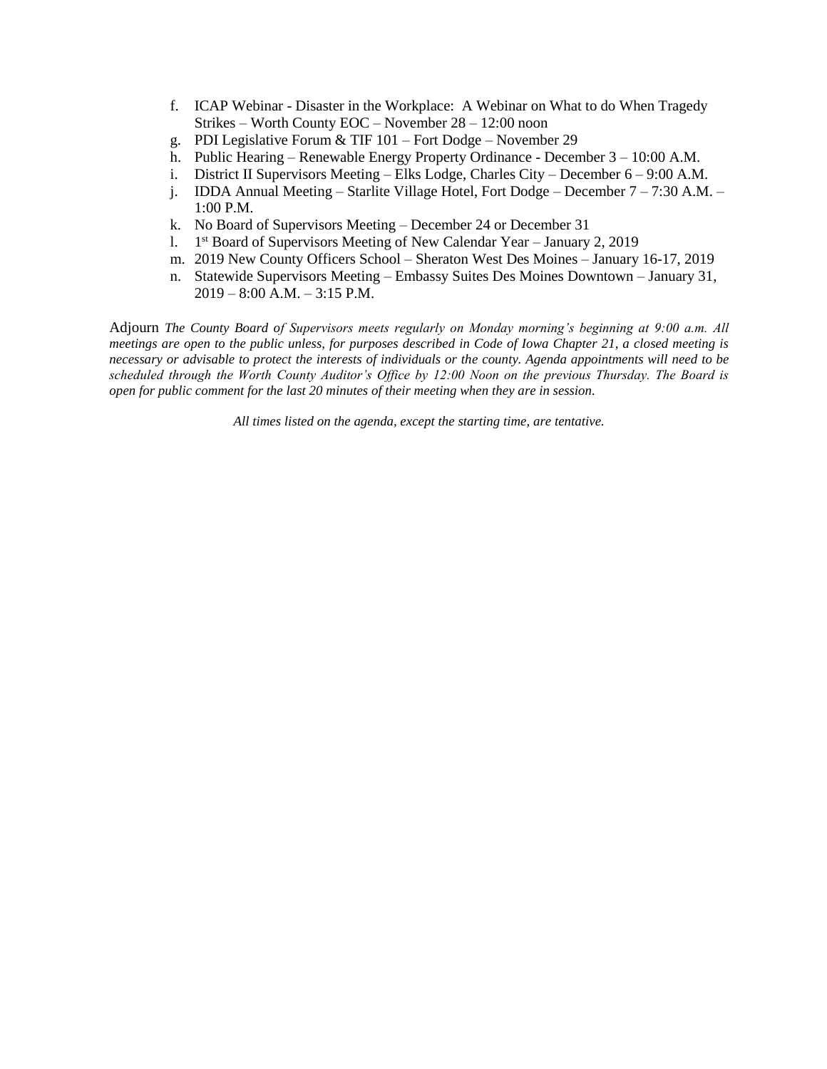f. ICAP Webinar - Disaster in the Workplace: A Webinar on What to do When Tragedy Strikes – Worth County EOC – November 28 – 12:00 noon
g. PDI Legislative Forum & TIF 101 – Fort Dodge – November 29
h. Public Hearing – Renewable Energy Property Ordinance - December 3 – 10:00 A.M.
i. District II Supervisors Meeting – Elks Lodge, Charles City – December 6 – 9:00 A.M.
j. IDDA Annual Meeting – Starlite Village Hotel, Fort Dodge – December 7 – 7:30 A.M. – 1:00 P.M.
k. No Board of Supervisors Meeting – December 24 or December 31
l. 1st Board of Supervisors Meeting of New Calendar Year – January 2, 2019
m. 2019 New County Officers School – Sheraton West Des Moines – January 16-17, 2019
n. Statewide Supervisors Meeting – Embassy Suites Des Moines Downtown – January 31, 2019 – 8:00 A.M. – 3:15 P.M.

Adjourn *The County Board of Supervisors meets regularly on Monday morning's beginning at 9:00 a.m. All meetings are open to the public unless, for purposes described in Code of Iowa Chapter 21, a closed meeting is necessary or advisable to protect the interests of individuals or the county. Agenda appointments will need to be scheduled through the Worth County Auditor's Office by 12:00 Noon on the previous Thursday. The Board is open for public comment for the last 20 minutes of their meeting when they are in session.*

*All times listed on the agenda, except the starting time, are tentative.*